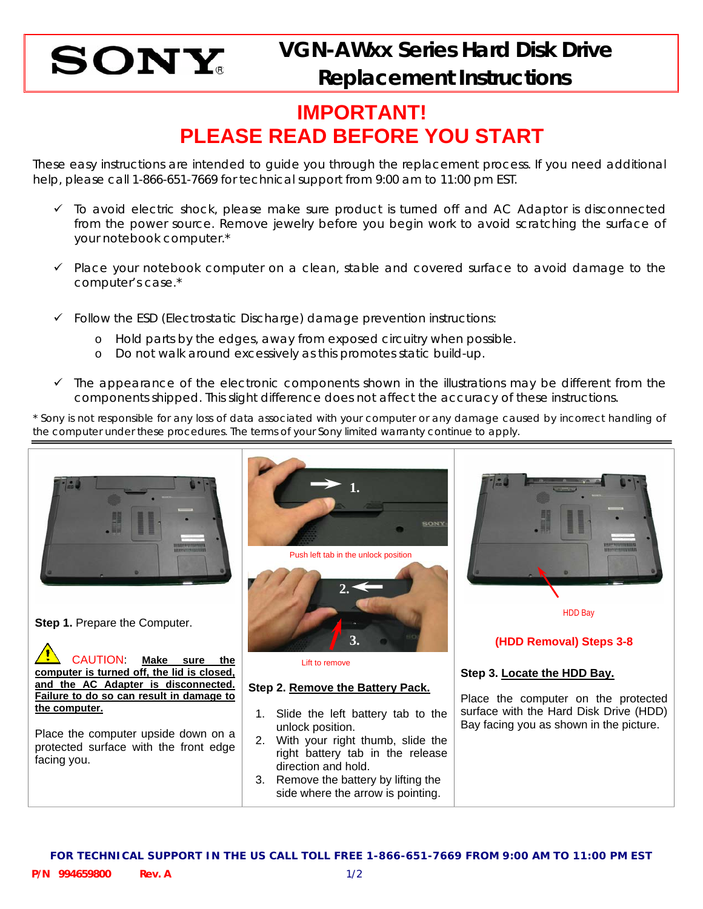# VGN-AWxx Series Hard Disk Drive Replacement Instructions

## IMPORTANT!
## PLEASE READ BEFORE YOU START

These easy instructions are intended to guide you through the replacement process. If you need additional help, please call 1-866-651-7669 for technical support from 9:00 am to 11:00 pm EST.

- ✓ To avoid electric shock, please make sure product is turned off and AC Adaptor is disconnected from the power source. Remove jewelry before you begin work to avoid scratching the surface of your notebook computer.*
- ✓ Place your notebook computer on a clean, stable and covered surface to avoid damage to the computer's case.*
- ✓ Follow the ESD (Electrostatic Discharge) damage prevention instructions:
  - Hold parts by the edges, away from exposed circuitry when possible.
  - Do not walk around excessively as this promotes static build-up.
- ✓ The appearance of the electronic components shown in the illustrations may be different from the components shipped. This slight difference does not affect the accuracy of these instructions.

* Sony is not responsible for any loss of data associated with your computer or any damage caused by incorrect handling of the computer under these procedures. The terms of your Sony limited warranty continue to apply.

---

**Step 1.** Prepare the Computer.

CAUTION: **Make sure the computer is turned off, the lid is closed, and the AC Adapter is disconnected. Failure to do so can result in damage to the computer.**

Place the computer upside down on a protected surface with the front edge facing you.

Push left tab in the unlock position

Lift to remove

**Step 2. Remove the Battery Pack.**

1. Slide the left battery tab to the unlock position.
2. With your right thumb, slide the right battery tab in the release direction and hold.
3. Remove the battery by lifting the side where the arrow is pointing.

HDD Bay

**(HDD Removal) Steps 3-8**

**Step 3. Locate the HDD Bay.**

Place the computer on the protected surface with the Hard Disk Drive (HDD) Bay facing you as shown in the picture.

**FOR TECHNICAL SUPPORT IN THE US CALL TOLL FREE 1-866-651-7669 FROM 9:00 AM TO 11:00 PM EST**

**P/N 994659800 Rev. A**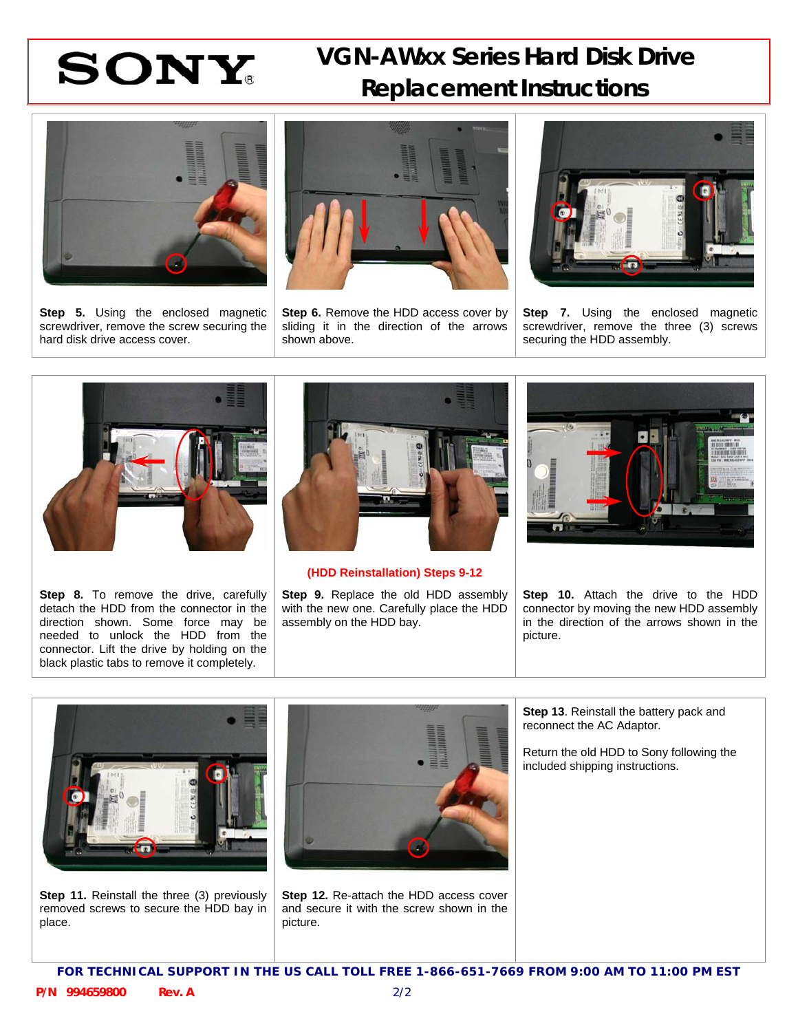# SONY

# VGN-AWxx Series Hard Disk Drive Replacement Instructions

**Step 5.** Using the enclosed magnetic screwdriver, remove the screw securing the hard disk drive access cover.

**Step 6.** Remove the HDD access cover by sliding it in the direction of the arrows shown above.

**Step 7.** Using the enclosed magnetic screwdriver, remove the three (3) screws securing the HDD assembly.

**Step 8.** To remove the drive, carefully detach the HDD from the connector in the direction shown. Some force may be needed to unlock the HDD from the connector. Lift the drive by holding on the black plastic tabs to remove it completely.

**(HDD Reinstallation) Steps 9-12**

**Step 9.** Replace the old HDD assembly with the new one. Carefully place the HDD assembly on the HDD bay.

**Step 10.** Attach the drive to the HDD connector by moving the new HDD assembly in the direction of the arrows shown in the picture.

**Step 11.** Reinstall the three (3) previously removed screws to secure the HDD bay in place.

**Step 12.** Re-attach the HDD access cover and secure it with the screw shown in the picture.

**Step 13**. Reinstall the battery pack and reconnect the AC Adaptor.

Return the old HDD to Sony following the included shipping instructions.

**FOR TECHNICAL SUPPORT IN THE US CALL TOLL FREE 1-866-651-7669 FROM 9:00 AM TO 11:00 PM EST**

**P/N 994659800 Rev. A**